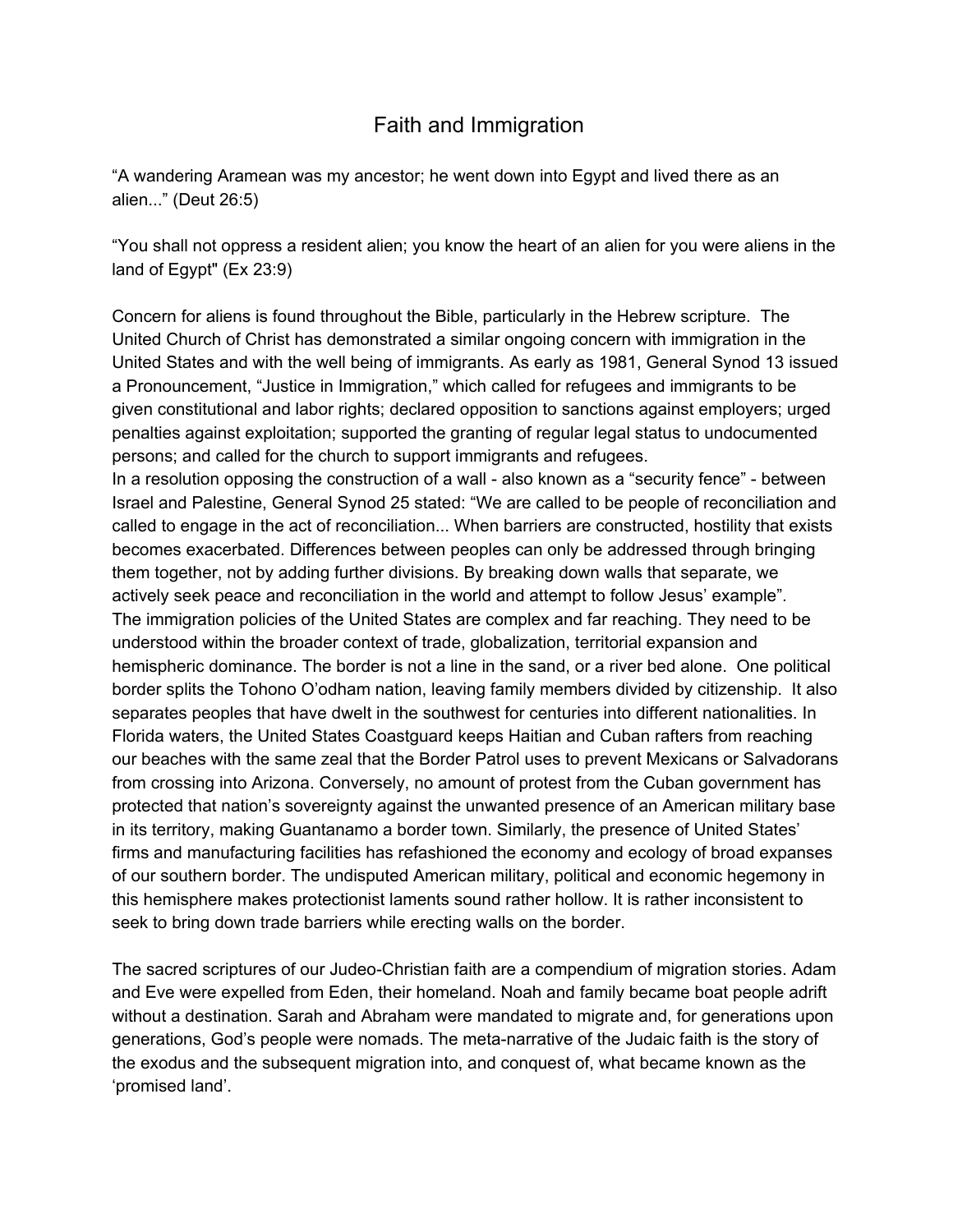# Faith and Immigration

"A wandering Aramean was my ancestor; he went down into Egypt and lived there as an alien..." (Deut 26:5)

"You shall not oppress a resident alien; you know the heart of an alien for you were aliens in the land of Egypt" (Ex 23:9)

Concern for aliens is found throughout the Bible, particularly in the Hebrew scripture. The United Church of Christ has demonstrated a similar ongoing concern with immigration in the United States and with the well being of immigrants. As early as 1981, General Synod 13 issued a Pronouncement, "Justice in Immigration," which called for refugees and immigrants to be given constitutional and labor rights; declared opposition to sanctions against employers; urged penalties against exploitation; supported the granting of regular legal status to undocumented persons; and called for the church to support immigrants and refugees.

In a resolution opposing the construction of a wall - also known as a "security fence" - between Israel and Palestine, General Synod 25 stated: "We are called to be people of reconciliation and called to engage in the act of reconciliation... When barriers are constructed, hostility that exists becomes exacerbated. Differences between peoples can only be addressed through bringing them together, not by adding further divisions. By breaking down walls that separate, we actively seek peace and reconciliation in the world and attempt to follow Jesus' example".

The immigration policies of the United States are complex and far reaching. They need to be understood within the broader context of trade, globalization, territorial expansion and hemispheric dominance. The border is not a line in the sand, or a river bed alone. One political border splits the Tohono O'odham nation, leaving family members divided by citizenship. It also separates peoples that have dwelt in the southwest for centuries into different nationalities. In Florida waters, the United States Coastguard keeps Haitian and Cuban rafters from reaching our beaches with the same zeal that the Border Patrol uses to prevent Mexicans or Salvadorans from crossing into Arizona. Conversely, no amount of protest from the Cuban government has protected that nation's sovereignty against the unwanted presence of an American military base in its territory, making Guantanamo a border town. Similarly, the presence of United States' firms and manufacturing facilities has refashioned the economy and ecology of broad expanses of our southern border. The undisputed American military, political and economic hegemony in this hemisphere makes protectionist laments sound rather hollow. It is rather inconsistent to seek to bring down trade barriers while erecting walls on the border.

The sacred scriptures of our Judeo-Christian faith are a compendium of migration stories. Adam and Eve were expelled from Eden, their homeland. Noah and family became boat people adrift without a destination. Sarah and Abraham were mandated to migrate and, for generations upon generations, God's people were nomads. The meta-narrative of the Judaic faith is the story of the exodus and the subsequent migration into, and conquest of, what became known as the 'promised land'.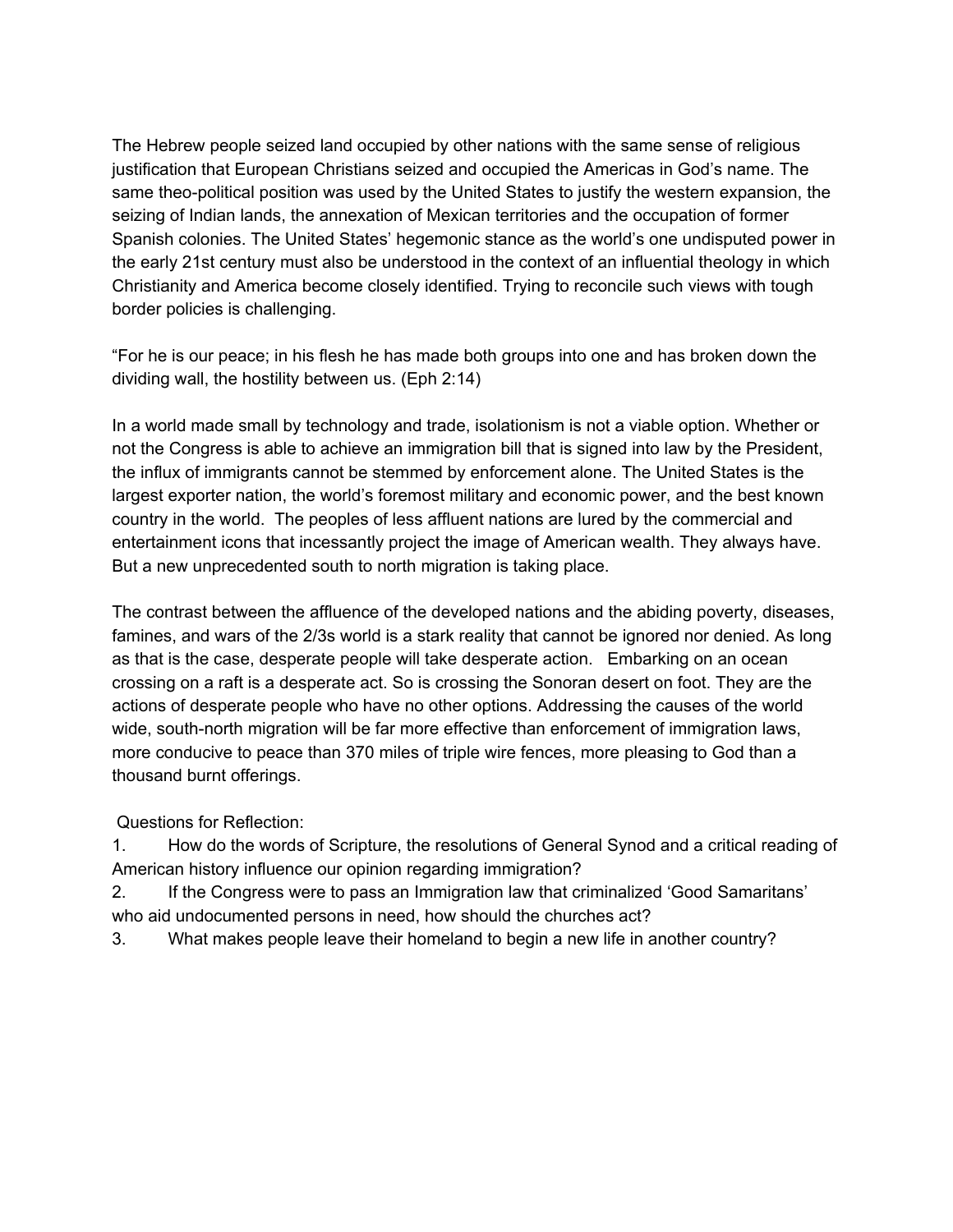The Hebrew people seized land occupied by other nations with the same sense of religious justification that European Christians seized and occupied the Americas in God's name. The same theo-political position was used by the United States to justify the western expansion, the seizing of Indian lands, the annexation of Mexican territories and the occupation of former Spanish colonies. The United States' hegemonic stance as the world's one undisputed power in the early 21st century must also be understood in the context of an influential theology in which Christianity and America become closely identified. Trying to reconcile such views with tough border policies is challenging.

"For he is our peace; in his flesh he has made both groups into one and has broken down the dividing wall, the hostility between us. (Eph 2:14)

In a world made small by technology and trade, isolationism is not a viable option. Whether or not the Congress is able to achieve an immigration bill that is signed into law by the President, the influx of immigrants cannot be stemmed by enforcement alone. The United States is the largest exporter nation, the world's foremost military and economic power, and the best known country in the world. The peoples of less affluent nations are lured by the commercial and entertainment icons that incessantly project the image of American wealth. They always have. But a new unprecedented south to north migration is taking place.

The contrast between the affluence of the developed nations and the abiding poverty, diseases, famines, and wars of the 2/3s world is a stark reality that cannot be ignored nor denied. As long as that is the case, desperate people will take desperate action. Embarking on an ocean crossing on a raft is a desperate act. So is crossing the Sonoran desert on foot. They are the actions of desperate people who have no other options. Addressing the causes of the world wide, south-north migration will be far more effective than enforcement of immigration laws, more conducive to peace than 370 miles of triple wire fences, more pleasing to God than a thousand burnt offerings.

Questions for Reflection:

1. How do the words of Scripture, the resolutions of General Synod and a critical reading of American history influence our opinion regarding immigration?
2. If the Congress were to pass an Immigration law that criminalized 'Good Samaritans' who aid undocumented persons in need, how should the churches act?
3. What makes people leave their homeland to begin a new life in another country?